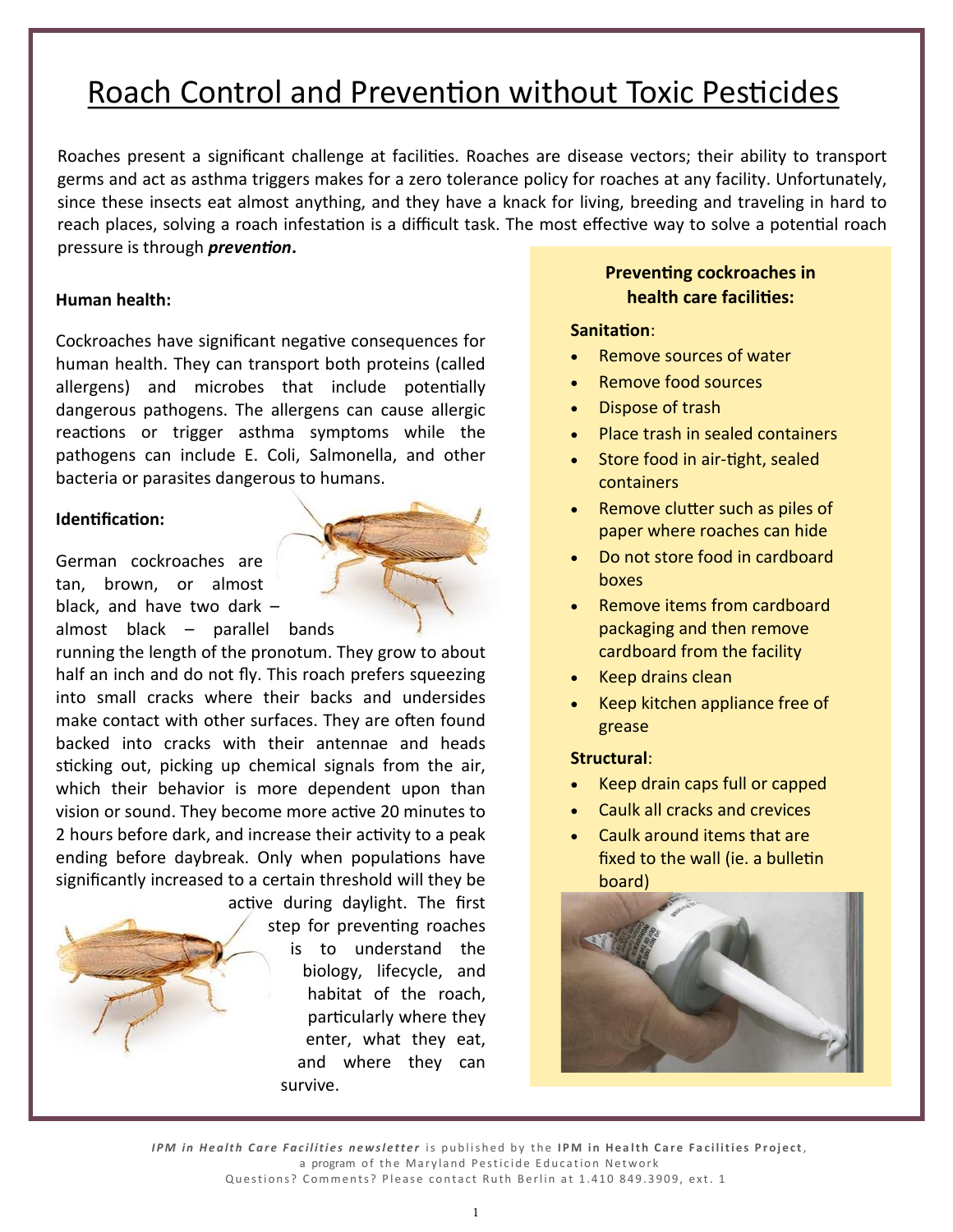# Roach Control and Prevention without Toxic Pesticides

Roaches present a significant challenge at facilities. Roaches are disease vectors; their ability to transport germs and act as asthma triggers makes for a zero tolerance policy for roaches at any facility. Unfortunately, since these insects eat almost anything, and they have a knack for living, breeding and traveling in hard to reach places, solving a roach infestation is a difficult task. The most effective way to solve a potential roach pressure is through ***prevention*.**

**Human health:**

Cockroaches have significant negative consequences for human health. They can transport both proteins (called allergens) and microbes that include potentially dangerous pathogens. The allergens can cause allergic reactions or trigger asthma symptoms while the pathogens can include E. Coli, Salmonella, and other bacteria or parasites dangerous to humans.

**Identification:**

German cockroaches are tan, brown, or almost black, and have two dark – almost black – parallel bands running the length of the pronotum. They grow to about half an inch and do not fly. This roach prefers squeezing into small cracks where their backs and undersides make contact with other surfaces. They are often found backed into cracks with their antennae and heads sticking out, picking up chemical signals from the air, which their behavior is more dependent upon than vision or sound. They become more active 20 minutes to 2 hours before dark, and increase their activity to a peak ending before daybreak. Only when populations have significantly increased to a certain threshold will they be active during daylight. The first step for preventing roaches is to understand the biology, lifecycle, and habitat of the roach, particularly where they enter, what they eat, and where they can survive.

**Preventing cockroaches in health care facilities:**

**Sanitation**:

- Remove sources of water
- Remove food sources
- Dispose of trash
- Place trash in sealed containers
- Store food in air-tight, sealed containers
- Remove clutter such as piles of paper where roaches can hide
- Do not store food in cardboard boxes
- Remove items from cardboard packaging and then remove cardboard from the facility
- Keep drains clean
- Keep kitchen appliance free of grease

**Structural**:

- Keep drain caps full or capped
- Caulk all cracks and crevices
- Caulk around items that are fixed to the wall (ie. a bulletin board)

*IPM in Health Care Facilities newsletter* is published by the **IPM in Health Care Facilities Project**, a program of the Maryland Pesticide Education Network
Questions? Comments? Please contact Ruth Berlin at 1.410 849.3909, ext. 1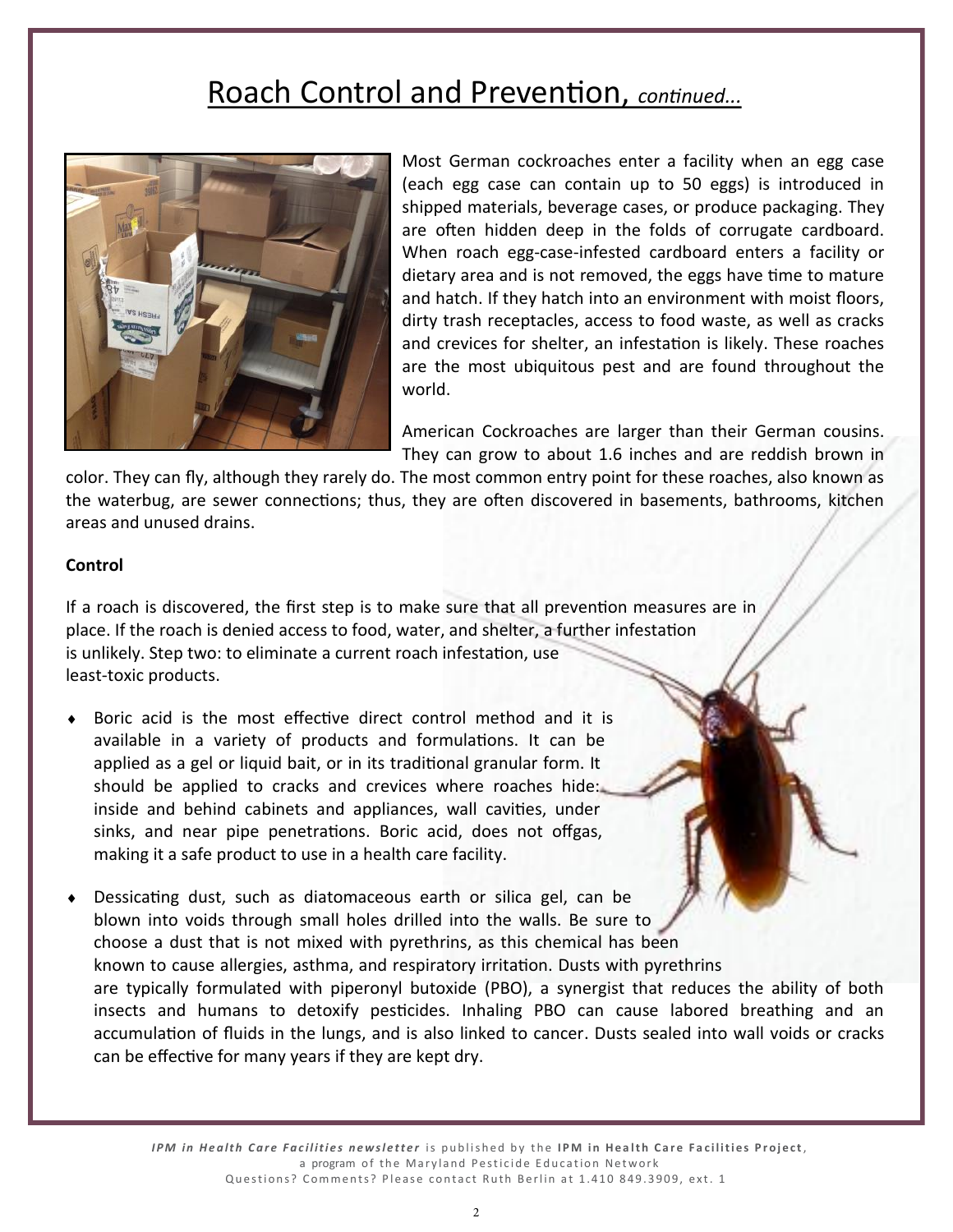# Roach Control and Prevention, *continued...*

Most German cockroaches enter a facility when an egg case (each egg case can contain up to 50 eggs) is introduced in shipped materials, beverage cases, or produce packaging. They are often hidden deep in the folds of corrugate cardboard. When roach egg-case-infested cardboard enters a facility or dietary area and is not removed, the eggs have time to mature and hatch. If they hatch into an environment with moist floors, dirty trash receptacles, access to food waste, as well as cracks and crevices for shelter, an infestation is likely. These roaches are the most ubiquitous pest and are found throughout the world.

American Cockroaches are larger than their German cousins. They can grow to about 1.6 inches and are reddish brown in color. They can fly, although they rarely do. The most common entry point for these roaches, also known as the waterbug, are sewer connections; thus, they are often discovered in basements, bathrooms, kitchen areas and unused drains.

**Control**

If a roach is discovered, the first step is to make sure that all prevention measures are in place. If the roach is denied access to food, water, and shelter, a further infestation is unlikely. Step two: to eliminate a current roach infestation, use least-toxic products.

- Boric acid is the most effective direct control method and it is available in a variety of products and formulations. It can be applied as a gel or liquid bait, or in its traditional granular form. It should be applied to cracks and crevices where roaches hide: inside and behind cabinets and appliances, wall cavities, under sinks, and near pipe penetrations. Boric acid, does not offgas, making it a safe product to use in a health care facility.
- Dessicating dust, such as diatomaceous earth or silica gel, can be blown into voids through small holes drilled into the walls. Be sure to choose a dust that is not mixed with pyrethrins, as this chemical has been known to cause allergies, asthma, and respiratory irritation. Dusts with pyrethrins are typically formulated with piperonyl butoxide (PBO), a synergist that reduces the ability of both insects and humans to detoxify pesticides. Inhaling PBO can cause labored breathing and an accumulation of fluids in the lungs, and is also linked to cancer. Dusts sealed into wall voids or cracks can be effective for many years if they are kept dry.

*IPM in Health Care Facilities newsletter* is published by the **IPM in Health Care Facilities Project**, a program of the Maryland Pesticide Education Network
Questions? Comments? Please contact Ruth Berlin at 1.410 849.3909, ext. 1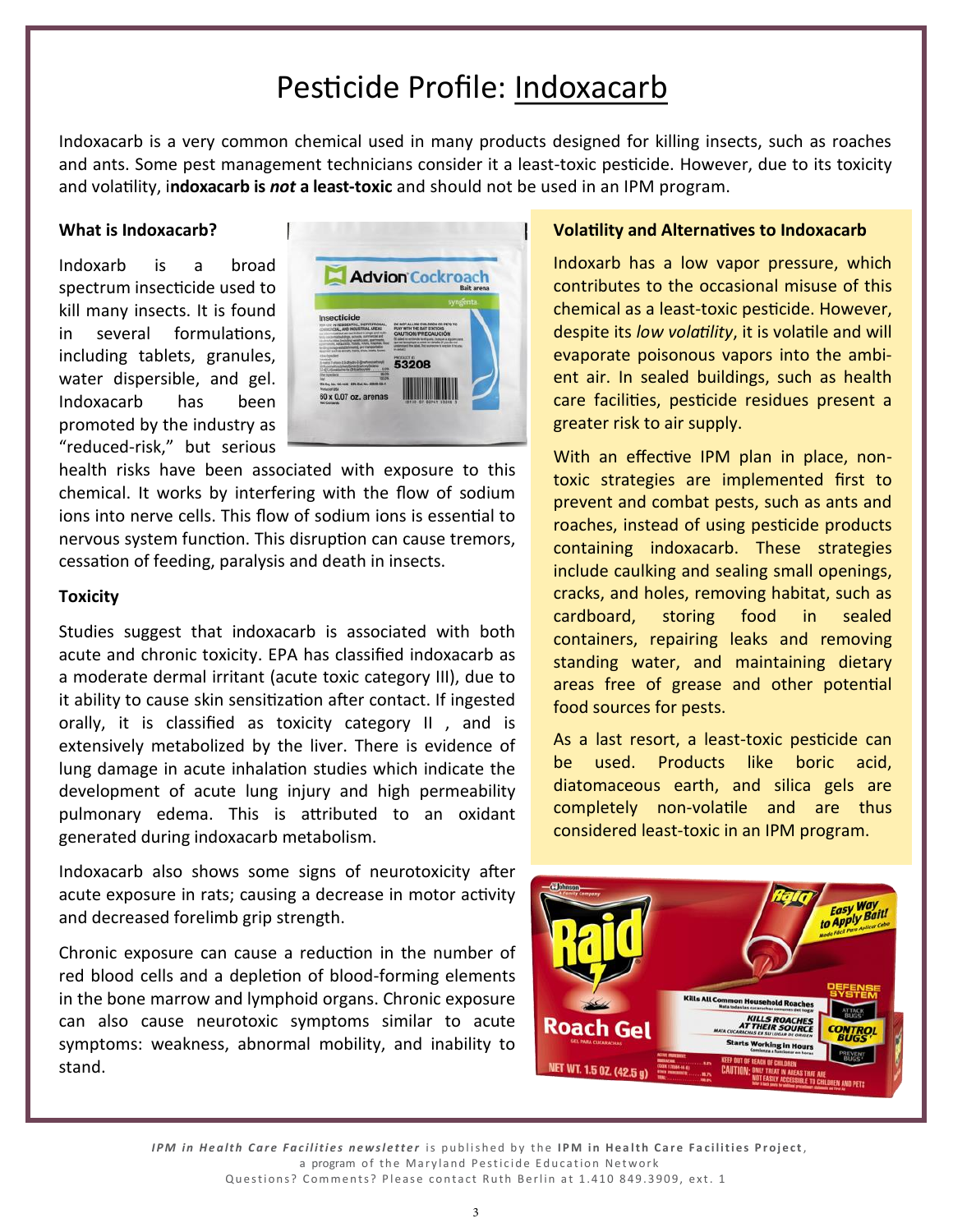# Pesticide Profile: Indoxacarb

Indoxacarb is a very common chemical used in many products designed for killing insects, such as roaches and ants. Some pest management technicians consider it a least-toxic pesticide. However, due to its toxicity and volatility, i**ndoxacarb is *not* a least-toxic** and should not be used in an IPM program.

**What is Indoxacarb?**

Indoxarb is a broad spectrum insecticide used to kill many insects. It is found in several formulations, including tablets, granules, water dispersible, and gel. Indoxacarb has been promoted by the industry as "reduced-risk," but serious health risks have been associated with exposure to this chemical. It works by interfering with the flow of sodium ions into nerve cells. This flow of sodium ions is essential to nervous system function. This disruption can cause tremors, cessation of feeding, paralysis and death in insects.

**Toxicity**

Studies suggest that indoxacarb is associated with both acute and chronic toxicity. EPA has classified indoxacarb as a moderate dermal irritant (acute toxic category III), due to it ability to cause skin sensitization after contact. If ingested orally, it is classified as toxicity category II , and is extensively metabolized by the liver. There is evidence of lung damage in acute inhalation studies which indicate the development of acute lung injury and high permeability pulmonary edema. This is attributed to an oxidant generated during indoxacarb metabolism.

Indoxacarb also shows some signs of neurotoxicity after acute exposure in rats; causing a decrease in motor activity and decreased forelimb grip strength.

Chronic exposure can cause a reduction in the number of red blood cells and a depletion of blood-forming elements in the bone marrow and lymphoid organs. Chronic exposure can also cause neurotoxic symptoms similar to acute symptoms: weakness, abnormal mobility, and inability to stand.

**Volatility and Alternatives to Indoxacarb**

Indoxarb has a low vapor pressure, which contributes to the occasional misuse of this chemical as a least-toxic pesticide. However, despite its *low volatility*, it is volatile and will evaporate poisonous vapors into the ambient air. In sealed buildings, such as health care facilities, pesticide residues present a greater risk to air supply.

With an effective IPM plan in place, non-toxic strategies are implemented first to prevent and combat pests, such as ants and roaches, instead of using pesticide products containing indoxacarb. These strategies include caulking and sealing small openings, cracks, and holes, removing habitat, such as cardboard, storing food in sealed containers, repairing leaks and removing standing water, and maintaining dietary areas free of grease and other potential food sources for pests.

As a last resort, a least-toxic pesticide can be used. Products like boric acid, diatomaceous earth, and silica gels are completely non-volatile and are thus considered least-toxic in an IPM program.

***IPM in Health Care Facilities newsletter*** is published by the **IPM in Health Care Facilities Project**, a program of the Maryland Pesticide Education Network
Questions? Comments? Please contact Ruth Berlin at 1.410 849.3909, ext. 1